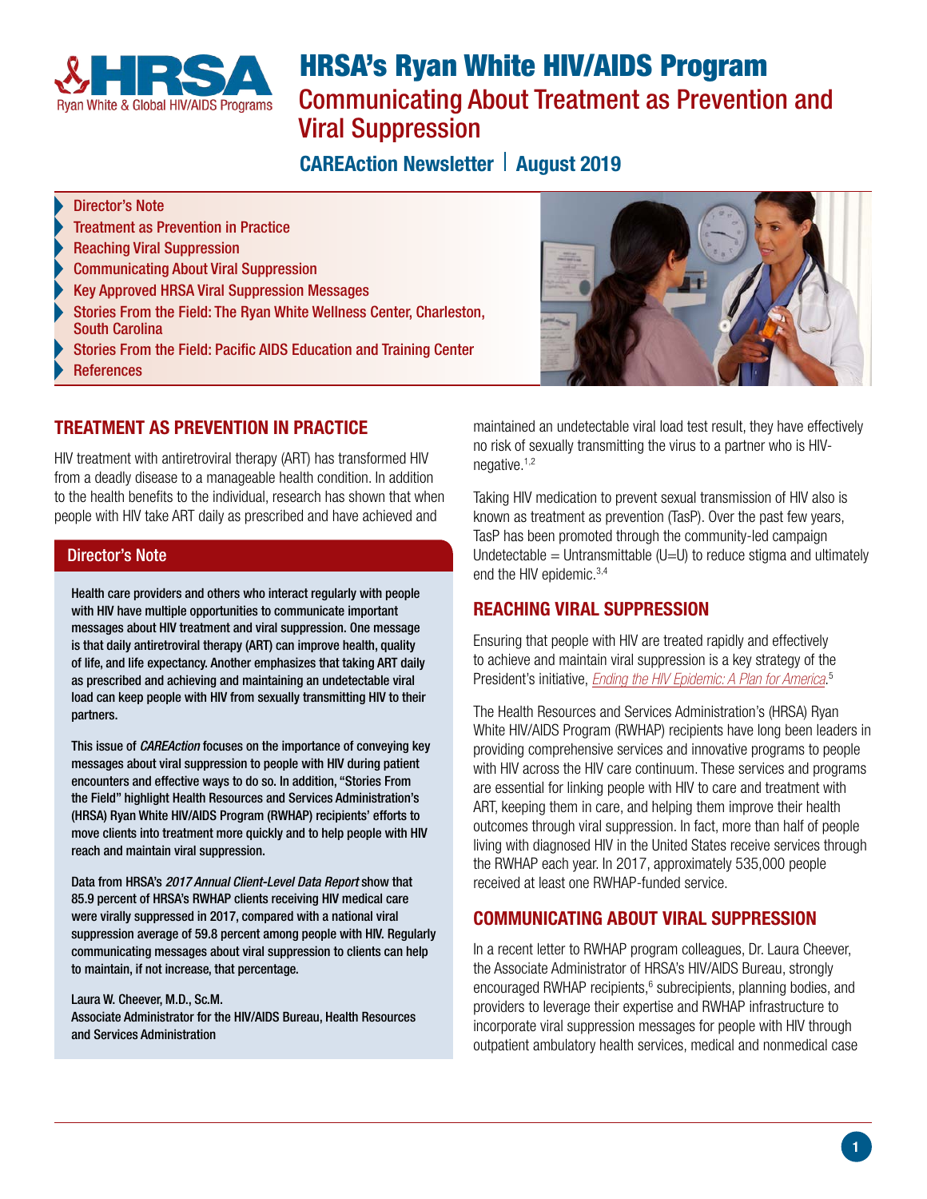# HRSA's Ryan White HIV/AIDS Program

## Communicating About Treatment as Prevention and Viral Suppression

**CAREAction Newsletter | August 2019**

- Director's Note
- Treatment as Prevention in Practice
- Reaching Viral Suppression
- Communicating About Viral Suppression
- Key Approved HRSA Viral Suppression Messages
- Stories From the Field: The Ryan White Wellness Center, Charleston, South Carolina
- Stories From the Field: Pacific AIDS Education and Training Center
- References

## TREATMENT AS PREVENTION IN PRACTICE

HIV treatment with antiretroviral therapy (ART) has transformed HIV from a deadly disease to a manageable health condition. In addition to the health benefits to the individual, research has shown that when people with HIV take ART daily as prescribed and have achieved and maintained an undetectable viral load test result, they have effectively no risk of sexually transmitting the virus to a partner who is HIV-negative.[1,2]

Taking HIV medication to prevent sexual transmission of HIV also is known as treatment as prevention (TasP). Over the past few years, TasP has been promoted through the community-led campaign Undetectable = Untransmittable (U=U) to reduce stigma and ultimately end the HIV epidemic.[3,4]

### Director's Note

**Health care providers and others who interact regularly with people with HIV have multiple opportunities to communicate important messages about HIV treatment and viral suppression. One message is that daily antiretroviral therapy (ART) can improve health, quality of life, and life expectancy. Another emphasizes that taking ART daily as prescribed and achieving and maintaining an undetectable viral load can keep people with HIV from sexually transmitting HIV to their partners.**

**This issue of *CAREAction* focuses on the importance of conveying key messages about viral suppression to people with HIV during patient encounters and effective ways to do so. In addition, "Stories From the Field" highlight Health Resources and Services Administration's (HRSA) Ryan White HIV/AIDS Program (RWHAP) recipients' efforts to move clients into treatment more quickly and to help people with HIV reach and maintain viral suppression.**

**Data from HRSA's *2017 Annual Client-Level Data Report* show that 85.9 percent of HRSA's RWHAP clients receiving HIV medical care were virally suppressed in 2017, compared with a national viral suppression average of 59.8 percent among people with HIV. Regularly communicating messages about viral suppression to clients can help to maintain, if not increase, that percentage.**

**Laura W. Cheever, M.D., Sc.M.**
**Associate Administrator for the HIV/AIDS Bureau, Health Resources and Services Administration**

## REACHING VIRAL SUPPRESSION

Ensuring that people with HIV are treated rapidly and effectively to achieve and maintain viral suppression is a key strategy of the President's initiative, *Ending the HIV Epidemic: A Plan for America*.[5]

The Health Resources and Services Administration's (HRSA) Ryan White HIV/AIDS Program (RWHAP) recipients have long been leaders in providing comprehensive services and innovative programs to people with HIV across the HIV care continuum. These services and programs are essential for linking people with HIV to care and treatment with ART, keeping them in care, and helping them improve their health outcomes through viral suppression. In fact, more than half of people living with diagnosed HIV in the United States receive services through the RWHAP each year. In 2017, approximately 535,000 people received at least one RWHAP-funded service.

## COMMUNICATING ABOUT VIRAL SUPPRESSION

In a recent letter to RWHAP program colleagues, Dr. Laura Cheever, the Associate Administrator of HRSA's HIV/AIDS Bureau, strongly encouraged RWHAP recipients,[6] subrecipients, planning bodies, and providers to leverage their expertise and RWHAP infrastructure to incorporate viral suppression messages for people with HIV through outpatient ambulatory health services, medical and nonmedical case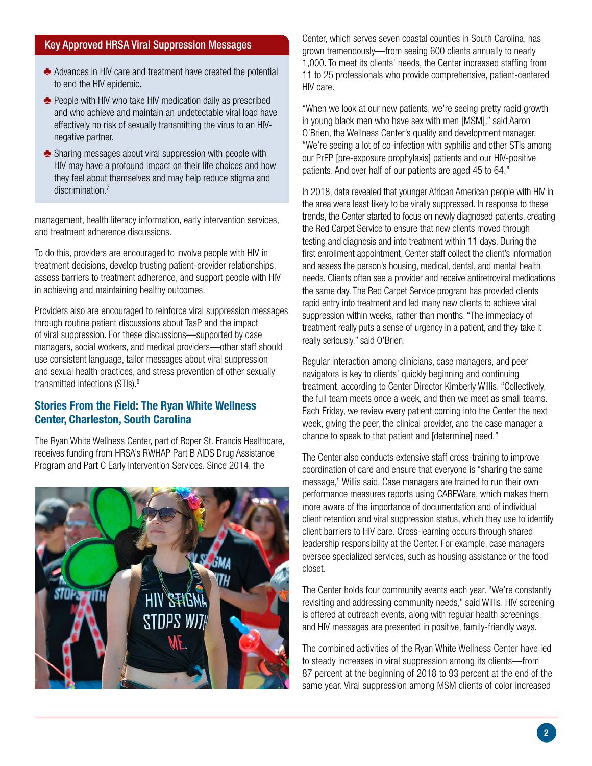## Key Approved HRSA Viral Suppression Messages

- Advances in HIV care and treatment have created the potential to end the HIV epidemic.
- People with HIV who take HIV medication daily as prescribed and who achieve and maintain an undetectable viral load have effectively no risk of sexually transmitting the virus to an HIV-negative partner.
- Sharing messages about viral suppression with people with HIV may have a profound impact on their life choices and how they feel about themselves and may help reduce stigma and discrimination.[7]

management, health literacy information, early intervention services, and treatment adherence discussions.

To do this, providers are encouraged to involve people with HIV in treatment decisions, develop trusting patient-provider relationships, assess barriers to treatment adherence, and support people with HIV in achieving and maintaining healthy outcomes.

Providers also are encouraged to reinforce viral suppression messages through routine patient discussions about TasP and the impact of viral suppression. For these discussions—supported by case managers, social workers, and medical providers—other staff should use consistent language, tailor messages about viral suppression and sexual health practices, and stress prevention of other sexually transmitted infections (STIs).[8]

## Stories From the Field: The Ryan White Wellness Center, Charleston, South Carolina

The Ryan White Wellness Center, part of Roper St. Francis Healthcare, receives funding from HRSA's RWHAP Part B AIDS Drug Assistance Program and Part C Early Intervention Services. Since 2014, the Center, which serves seven coastal counties in South Carolina, has grown tremendously—from seeing 600 clients annually to nearly 1,000. To meet its clients' needs, the Center increased staffing from 11 to 25 professionals who provide comprehensive, patient-centered HIV care.

"When we look at our new patients, we're seeing pretty rapid growth in young black men who have sex with men [MSM]," said Aaron O'Brien, the Wellness Center's quality and development manager. "We're seeing a lot of co-infection with syphilis and other STIs among our PrEP [pre-exposure prophylaxis] patients and our HIV-positive patients. And over half of our patients are aged 45 to 64."

In 2018, data revealed that younger African American people with HIV in the area were least likely to be virally suppressed. In response to these trends, the Center started to focus on newly diagnosed patients, creating the Red Carpet Service to ensure that new clients moved through testing and diagnosis and into treatment within 11 days. During the first enrollment appointment, Center staff collect the client's information and assess the person's housing, medical, dental, and mental health needs. Clients often see a provider and receive antiretroviral medications the same day. The Red Carpet Service program has provided clients rapid entry into treatment and led many new clients to achieve viral suppression within weeks, rather than months. "The immediacy of treatment really puts a sense of urgency in a patient, and they take it really seriously," said O'Brien.

Regular interaction among clinicians, case managers, and peer navigators is key to clients' quickly beginning and continuing treatment, according to Center Director Kimberly Willis. "Collectively, the full team meets once a week, and then we meet as small teams. Each Friday, we review every patient coming into the Center the next week, giving the peer, the clinical provider, and the case manager a chance to speak to that patient and [determine] need."

The Center also conducts extensive staff cross-training to improve coordination of care and ensure that everyone is "sharing the same message," Willis said. Case managers are trained to run their own performance measures reports using CAREWare, which makes them more aware of the importance of documentation and of individual client retention and viral suppression status, which they use to identify client barriers to HIV care. Cross-learning occurs through shared leadership responsibility at the Center. For example, case managers oversee specialized services, such as housing assistance or the food closet.

The Center holds four community events each year. "We're constantly revisiting and addressing community needs," said Willis. HIV screening is offered at outreach events, along with regular health screenings, and HIV messages are presented in positive, family-friendly ways.

The combined activities of the Ryan White Wellness Center have led to steady increases in viral suppression among its clients—from 87 percent at the beginning of 2018 to 93 percent at the end of the same year. Viral suppression among MSM clients of color increased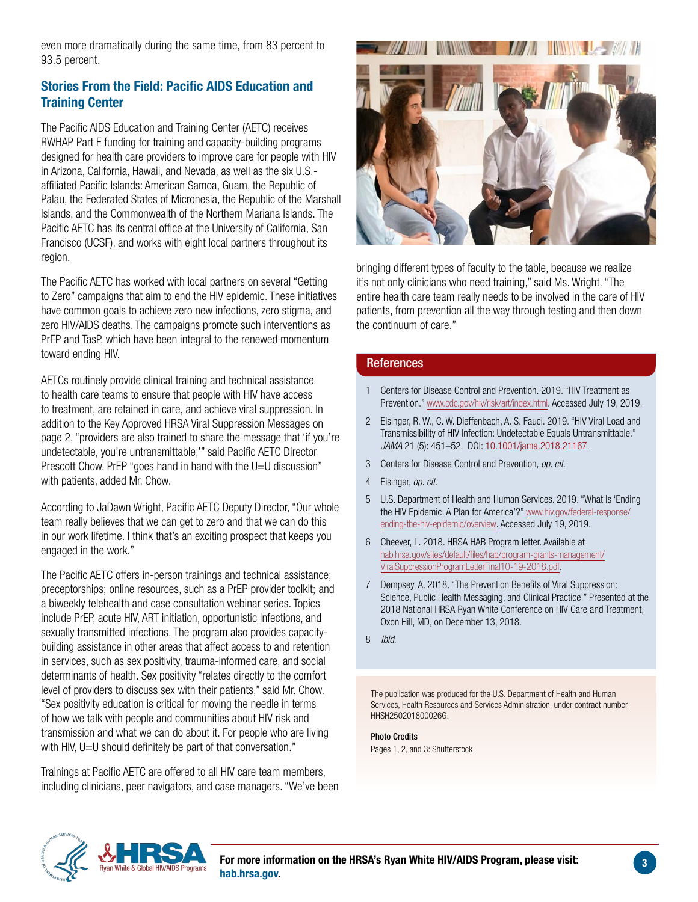even more dramatically during the same time, from 83 percent to 93.5 percent.

## Stories From the Field: Pacific AIDS Education and Training Center

The Pacific AIDS Education and Training Center (AETC) receives RWHAP Part F funding for training and capacity-building programs designed for health care providers to improve care for people with HIV in Arizona, California, Hawaii, and Nevada, as well as the six U.S.-affiliated Pacific Islands: American Samoa, Guam, the Republic of Palau, the Federated States of Micronesia, the Republic of the Marshall Islands, and the Commonwealth of the Northern Mariana Islands. The Pacific AETC has its central office at the University of California, San Francisco (UCSF), and works with eight local partners throughout its region.

The Pacific AETC has worked with local partners on several "Getting to Zero" campaigns that aim to end the HIV epidemic. These initiatives have common goals to achieve zero new infections, zero stigma, and zero HIV/AIDS deaths. The campaigns promote such interventions as PrEP and TasP, which have been integral to the renewed momentum toward ending HIV.

AETCs routinely provide clinical training and technical assistance to health care teams to ensure that people with HIV have access to treatment, are retained in care, and achieve viral suppression. In addition to the Key Approved HRSA Viral Suppression Messages on page 2, "providers are also trained to share the message that 'if you're undetectable, you're untransmittable,'" said Pacific AETC Director Prescott Chow. PrEP "goes hand in hand with the U=U discussion" with patients, added Mr. Chow.

According to JaDawn Wright, Pacific AETC Deputy Director, "Our whole team really believes that we can get to zero and that we can do this in our work lifetime. I think that's an exciting prospect that keeps you engaged in the work."

The Pacific AETC offers in-person trainings and technical assistance; preceptorships; online resources, such as a PrEP provider toolkit; and a biweekly telehealth and case consultation webinar series. Topics include PrEP, acute HIV, ART initiation, opportunistic infections, and sexually transmitted infections. The program also provides capacity-building assistance in other areas that affect access to and retention in services, such as sex positivity, trauma-informed care, and social determinants of health. Sex positivity "relates directly to the comfort level of providers to discuss sex with their patients," said Mr. Chow. "Sex positivity education is critical for moving the needle in terms of how we talk with people and communities about HIV risk and transmission and what we can do about it. For people who are living with HIV, U=U should definitely be part of that conversation."

Trainings at Pacific AETC are offered to all HIV care team members, including clinicians, peer navigators, and case managers. "We've been bringing different types of faculty to the table, because we realize it's not only clinicians who need training," said Ms. Wright. "The entire health care team really needs to be involved in the care of HIV patients, from prevention all the way through testing and then down the continuum of care."

## References

1. Centers for Disease Control and Prevention. 2019. "HIV Treatment as Prevention." www.cdc.gov/hiv/risk/art/index.html. Accessed July 19, 2019.
2. Eisinger, R. W., C. W. Dieffenbach, A. S. Fauci. 2019. "HIV Viral Load and Transmissibility of HIV Infection: Undetectable Equals Untransmittable." *JAMA* 21 (5): 451–52. DOI: 10.1001/jama.2018.21167.
3. Centers for Disease Control and Prevention, *op. cit.*
4. Eisinger, *op. cit.*
5. U.S. Department of Health and Human Services. 2019. "What Is 'Ending the HIV Epidemic: A Plan for America'?" www.hiv.gov/federal-response/ending-the-hiv-epidemic/overview. Accessed July 19, 2019.
6. Cheever, L. 2018. HRSA HAB Program letter. Available at hab.hrsa.gov/sites/default/files/hab/program-grants-management/ViralSuppressionProgramLetterFinal10-19-2018.pdf.
7. Dempsey, A. 2018. "The Prevention Benefits of Viral Suppression: Science, Public Health Messaging, and Clinical Practice." Presented at the 2018 National HRSA Ryan White Conference on HIV Care and Treatment, Oxon Hill, MD, on December 13, 2018.
8. *Ibid.*

The publication was produced for the U.S. Department of Health and Human Services, Health Resources and Services Administration, under contract number HHSH250201800026G.

**Photo Credits**
Pages 1, 2, and 3: Shutterstock

**For more information on the HRSA's Ryan White HIV/AIDS Program, please visit: hab.hrsa.gov.**